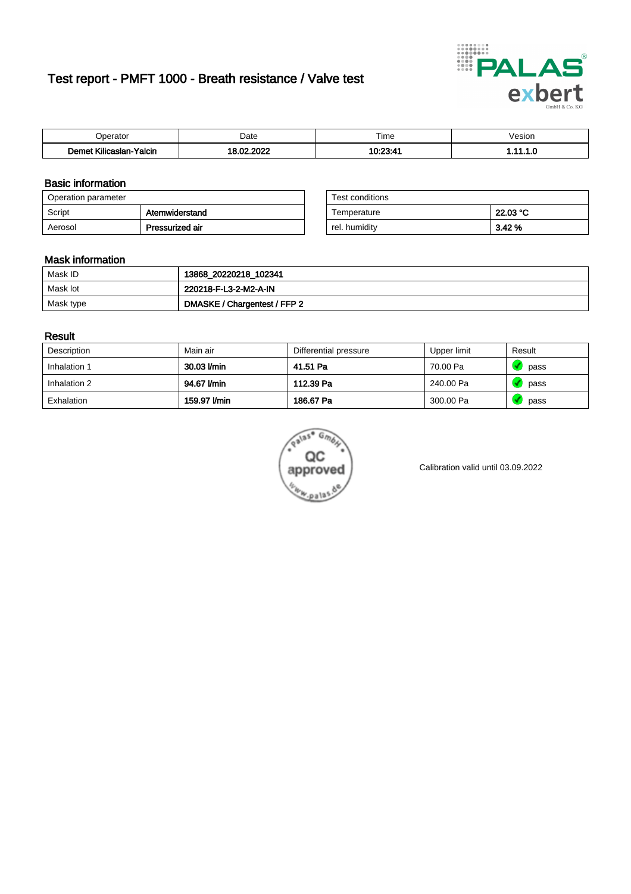# Test report - PMFT 1000 - Breath resistance / Valve test

| Operator | Date | Time | Vesion |
|---|---|---|---|
| Demet Kilicaslan-Yalcin | 18.02.2022 | 10:23:41 | 1.11.1.0 |

## Basic information

| Operation parameter | |
|---|---|
| Script | Atemwiderstand |
| Aerosol | Pressurized air |

| Test conditions | |
|---|---|
| Temperature | 22.03 °C |
| rel. humidity | 3.42 % |

## Mask information

| | |
|---|---|
| Mask ID | 13868_20220218_102341 |
| Mask lot | 220218-F-L3-2-M2-A-IN |
| Mask type | DMASKE / Chargentest / FFP 2 |

## Result

| Description | Main air | Differential pressure | Upper limit | Result |
|---|---|---|---|---|
| Inhalation 1 | 30.03 l/min | 41.51 Pa | 70.00 Pa | pass |
| Inhalation 2 | 94.67 l/min | 112.39 Pa | 240.00 Pa | pass |
| Exhalation | 159.97 l/min | 186.67 Pa | 300.00 Pa | pass |

Calibration valid until 03.09.2022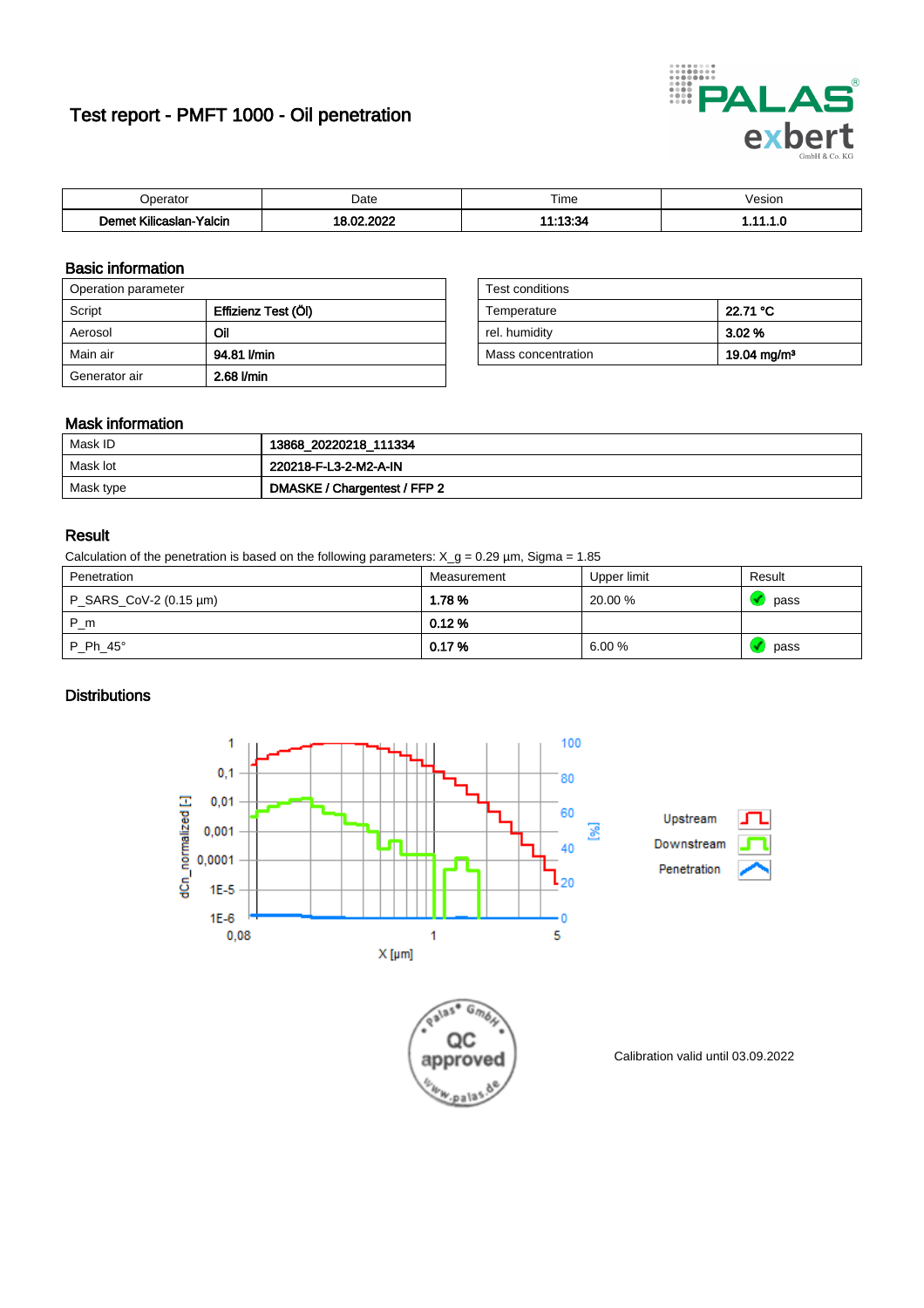# Test report - PMFT 1000 - Oil penetration

PALAS exbert GmbH & Co. KG

| Operator | Date | Time | Vesion |
|---|---|---|---|
| **Demet Kilicaslan-Yalcin** | **18.02.2022** | **11:13:34** | **1.11.1.0** |

## Basic information

| Operation parameter | |
|---|---|
| Script | **Effizienz Test (Öl)** |
| Aerosol | **Oil** |
| Main air | **94.81 l/min** |
| Generator air | **2.68 l/min** |

| Test conditions | |
|---|---|
| Temperature | **22.71 °C** |
| rel. humidity | **3.02 %** |
| Mass concentration | **19.04 mg/m³** |

## Mask information

| | |
|---|---|
| Mask ID | **13868_20220218_111334** |
| Mask lot | **220218-F-L3-2-M2-A-IN** |
| Mask type | **DMASKE / Chargentest / FFP 2** |

## Result

Calculation of the penetration is based on the following parameters: X_g = 0.29 µm, Sigma = 1.85

| Penetration | Measurement | Upper limit | Result |
|---|---|---|---|
| P_SARS_CoV-2 (0.15 µm) | **1.78 %** | 20.00 % | pass |
| P_m | **0.12 %** | | |
| P_Ph_45° | **0.17 %** | 6.00 % | pass |

## Distributions

dCn_normalized [-]
1
0,1
0,01
0,001
0,0001
1E-5
1E-6
0,08
1
5
X [µm]
[%]
100
80
60
40
20
0
Upstream
Downstream
Penetration

Palas® GmbH QC approved www.palas.de

Calibration valid until 03.09.2022